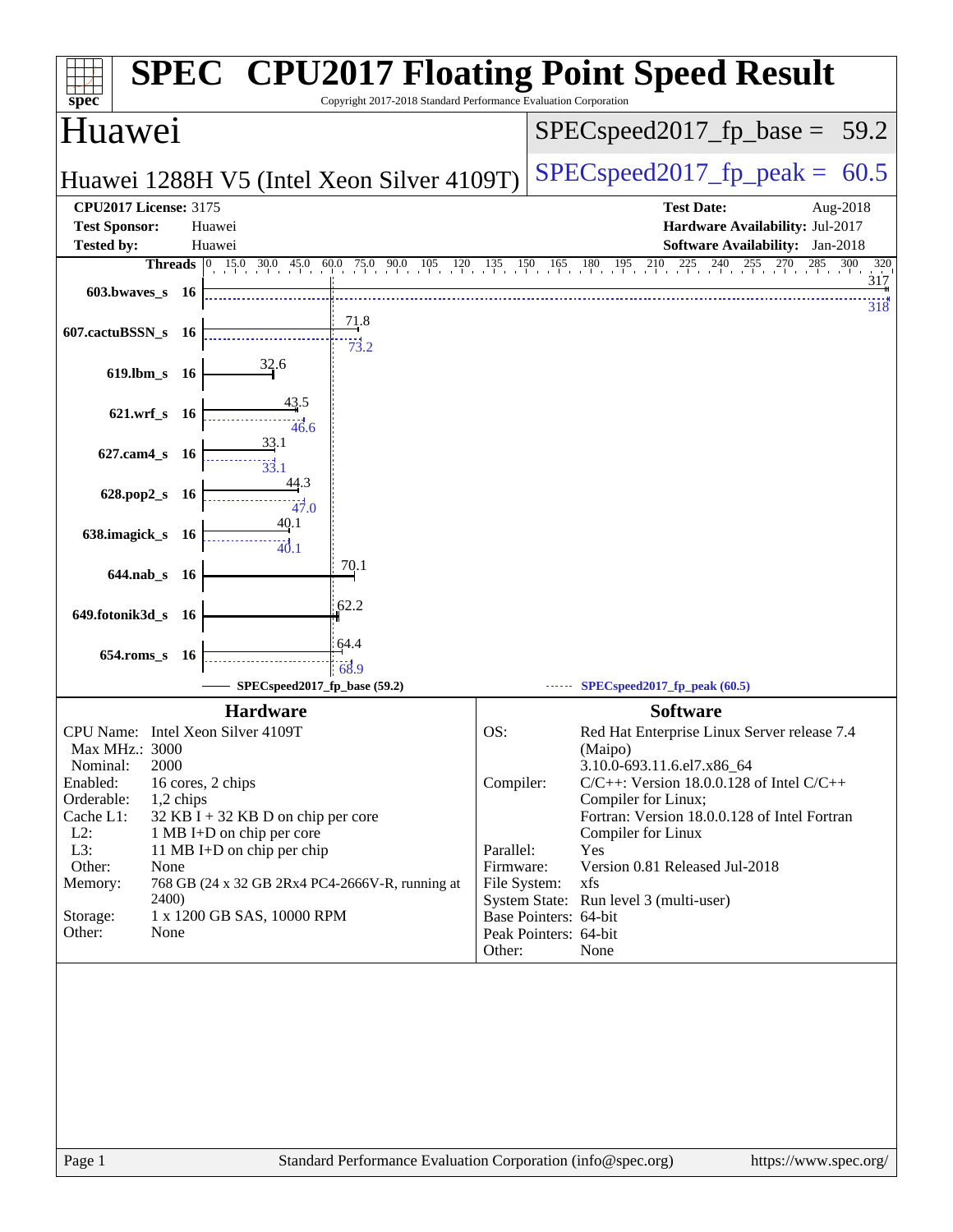# SPEC CPU2017 Floating Point Speed Result

Copyright 2017-2018 Standard Performance Evaluation Corporation

## Huawei

**Huawei 1288H V5 (Intel Xeon Silver 4109T)**

SPECspeed2017_fp_base = 59.2

SPECspeed2017_fp_peak = 60.5

**CPU2017 License:** 3175
**Test Sponsor:** Huawei
**Tested by:** Huawei

**Test Date:** Aug-2018
**Hardware Availability:** Jul-2017
**Software Availability:** Jan-2018

| Benchmark | Threads | Base | Peak |
|---|---|---|---|
| 603.bwaves_s | 16 | 317 | 318 |
| 607.cactuBSSN_s | 16 | 71.8 | 73.2 |
| 619.lbm_s | 16 | 32.6 | |
| 621.wrf_s | 16 | 43.5 | 46.6 |
| 627.cam4_s | 16 | 33.1 | 33.1 |
| 628.pop2_s | 16 | 44.3 | 47.0 |
| 638.imagick_s | 16 | 40.1 | 40.1 |
| 644.nab_s | 16 | 70.1 | |
| 649.fotonik3d_s | 16 | 62.2 | |
| 654.roms_s | 16 | 64.4 | 68.9 |

SPECspeed2017_fp_base (59.2) — SPECspeed2017_fp_peak (60.5)

### Hardware

| | |
|---|---|
| CPU Name: | Intel Xeon Silver 4109T |
| Max MHz.: | 3000 |
| Nominal: | 2000 |
| Enabled: | 16 cores, 2 chips |
| Orderable: | 1,2 chips |
| Cache L1: | 32 KB I + 32 KB D on chip per core |
| L2: | 1 MB I+D on chip per core |
| L3: | 11 MB I+D on chip per chip |
| Other: | None |
| Memory: | 768 GB (24 x 32 GB 2Rx4 PC4-2666V-R, running at 2400) |
| Storage: | 1 x 1200 GB SAS, 10000 RPM |
| Other: | None |

### Software

| | |
|---|---|
| OS: | Red Hat Enterprise Linux Server release 7.4 (Maipo) 3.10.0-693.11.6.el7.x86_64 |
| Compiler: | C/C++: Version 18.0.0.128 of Intel C/C++ Compiler for Linux; Fortran: Version 18.0.0.128 of Intel Fortran Compiler for Linux |
| Parallel: | Yes |
| Firmware: | Version 0.81 Released Jul-2018 |
| File System: | xfs |
| System State: | Run level 3 (multi-user) |
| Base Pointers: | 64-bit |
| Peak Pointers: | 64-bit |
| Other: | None |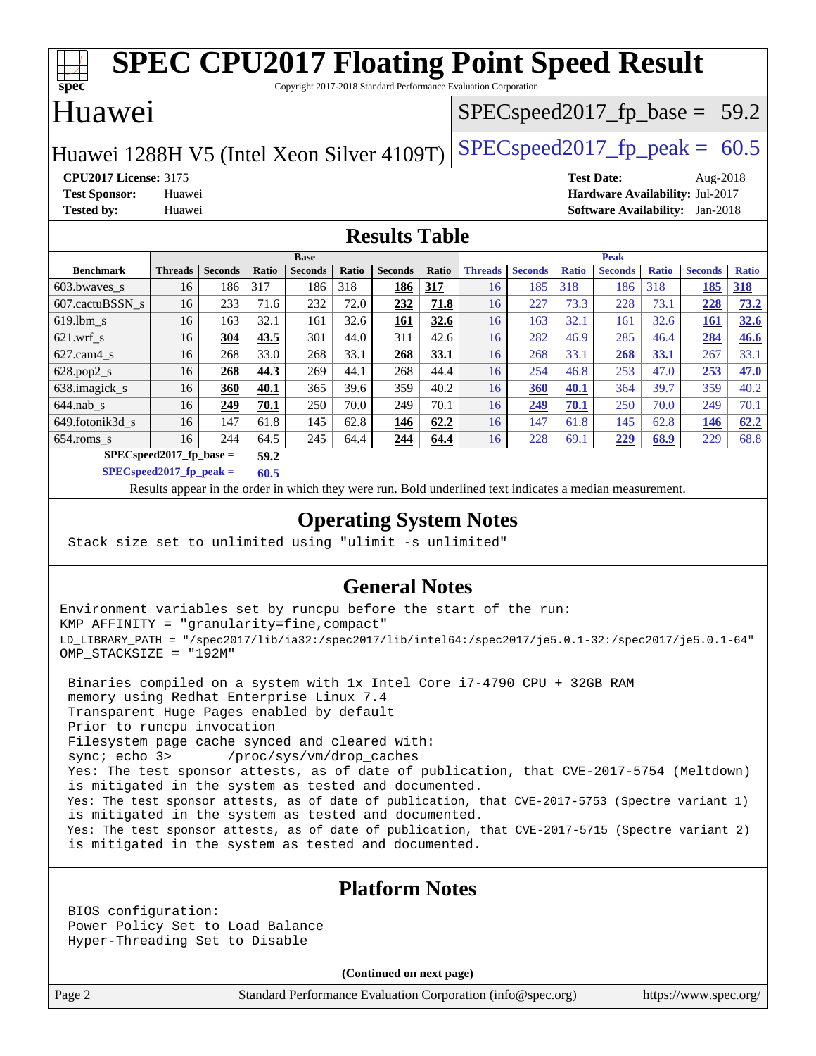# SPEC CPU2017 Floating Point Speed Result

Copyright 2017-2018 Standard Performance Evaluation Corporation

## Huawei

Huawei 1288H V5 (Intel Xeon Silver 4109T)

SPECspeed2017_fp_base = 59.2

SPECspeed2017_fp_peak = 60.5

**CPU2017 License:** 3175
**Test Sponsor:** Huawei
**Tested by:** Huawei

**Test Date:** Aug-2018
**Hardware Availability:** Jul-2017
**Software Availability:** Jan-2018

## Results Table

| Benchmark | Base | | | | | | | Peak | | | | | | |
|---|---|---|---|---|---|---|---|---|---|---|---|---|---|---|
| | Threads | Seconds | Ratio | Seconds | Ratio | Seconds | Ratio | Threads | Seconds | Ratio | Seconds | Ratio | Seconds | Ratio |
| 603.bwaves_s | 16 | 186 | 317 | 186 | 318 | **186** | **317** | 16 | 185 | 318 | 186 | 318 | **185** | **318** |
| 607.cactuBSSN_s | 16 | 233 | 71.6 | 232 | 72.0 | **232** | **71.8** | 16 | 227 | 73.3 | 228 | 73.1 | **228** | **73.2** |
| 619.lbm_s | 16 | 163 | 32.1 | 161 | 32.6 | **161** | **32.6** | 16 | 163 | 32.1 | 161 | 32.6 | **161** | **32.6** |
| 621.wrf_s | 16 | **304** | **43.5** | 301 | 44.0 | 311 | 42.6 | 16 | 282 | 46.9 | 285 | 46.4 | **284** | **46.6** |
| 627.cam4_s | 16 | 268 | 33.0 | 268 | 33.1 | **268** | **33.1** | 16 | 268 | 33.1 | **268** | **33.1** | 267 | 33.1 |
| 628.pop2_s | 16 | **268** | **44.3** | 269 | 44.1 | 268 | 44.4 | 16 | 254 | 46.8 | 253 | 47.0 | **253** | **47.0** |
| 638.imagick_s | 16 | **360** | **40.1** | 365 | 39.6 | 359 | 40.2 | 16 | **360** | **40.1** | 364 | 39.7 | 359 | 40.2 |
| 644.nab_s | 16 | **249** | **70.1** | 250 | 70.0 | 249 | 70.1 | 16 | **249** | **70.1** | 250 | 70.0 | 249 | 70.1 |
| 649.fotonik3d_s | 16 | 147 | 61.8 | 145 | 62.8 | **146** | **62.2** | 16 | 147 | 61.8 | 145 | 62.8 | **146** | **62.2** |
| 654.roms_s | 16 | 244 | 64.5 | 245 | 64.4 | **244** | **64.4** | 16 | 228 | 69.1 | **229** | **68.9** | 229 | 68.8 |

**SPECspeed2017_fp_base = 59.2**

**SPECspeed2017_fp_peak = 60.5**

Results appear in the order in which they were run. Bold underlined text indicates a median measurement.

## Operating System Notes

```
Stack size set to unlimited using "ulimit -s unlimited"
```

## General Notes

```
Environment variables set by runcpu before the start of the run:
KMP_AFFINITY = "granularity=fine,compact"
LD_LIBRARY_PATH = "/spec2017/lib/ia32:/spec2017/lib/intel64:/spec2017/je5.0.1-32:/spec2017/je5.0.1-64"
OMP_STACKSIZE = "192M"

 Binaries compiled on a system with 1x Intel Core i7-4790 CPU + 32GB RAM
 memory using Redhat Enterprise Linux 7.4
 Transparent Huge Pages enabled by default
 Prior to runcpu invocation
 Filesystem page cache synced and cleared with:
 sync; echo 3>       /proc/sys/vm/drop_caches
 Yes: The test sponsor attests, as of date of publication, that CVE-2017-5754 (Meltdown)
 is mitigated in the system as tested and documented.
 Yes: The test sponsor attests, as of date of publication, that CVE-2017-5753 (Spectre variant 1)
 is mitigated in the system as tested and documented.
 Yes: The test sponsor attests, as of date of publication, that CVE-2017-5715 (Spectre variant 2)
 is mitigated in the system as tested and documented.
```

## Platform Notes

```
BIOS configuration:
Power Policy Set to Load Balance
Hyper-Threading Set to Disable
```

**(Continued on next page)**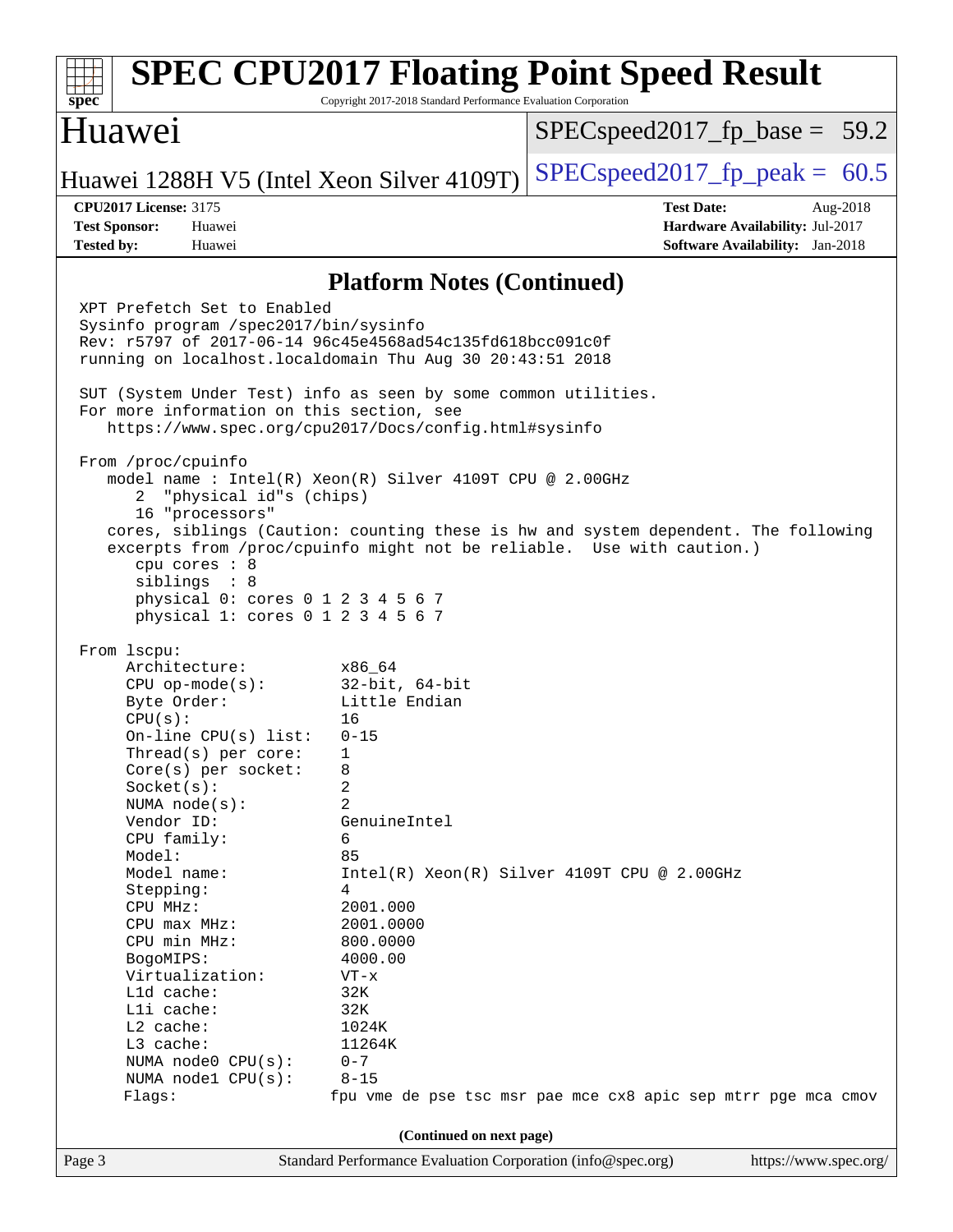# SPEC CPU2017 Floating Point Speed Result

Copyright 2017-2018 Standard Performance Evaluation Corporation

## Huawei

Huawei 1288H V5 (Intel Xeon Silver 4109T)

SPECspeed2017_fp_base = 59.2

SPECspeed2017_fp_peak = 60.5

**CPU2017 License:** 3175
**Test Sponsor:** Huawei
**Tested by:** Huawei

**Test Date:** Aug-2018
**Hardware Availability:** Jul-2017
**Software Availability:** Jan-2018

### Platform Notes (Continued)

```
XPT Prefetch Set to Enabled
Sysinfo program /spec2017/bin/sysinfo
Rev: r5797 of 2017-06-14 96c45e4568ad54c135fd618bcc091c0f
running on localhost.localdomain Thu Aug 30 20:43:51 2018

SUT (System Under Test) info as seen by some common utilities.
For more information on this section, see
   https://www.spec.org/cpu2017/Docs/config.html#sysinfo

From /proc/cpuinfo
   model name : Intel(R) Xeon(R) Silver 4109T CPU @ 2.00GHz
      2  "physical id"s (chips)
      16 "processors"
   cores, siblings (Caution: counting these is hw and system dependent. The following
   excerpts from /proc/cpuinfo might not be reliable.  Use with caution.)
      cpu cores : 8
      siblings  : 8
      physical 0: cores 0 1 2 3 4 5 6 7
      physical 1: cores 0 1 2 3 4 5 6 7

From lscpu:
     Architecture:          x86_64
     CPU op-mode(s):        32-bit, 64-bit
     Byte Order:            Little Endian
     CPU(s):                16
     On-line CPU(s) list:   0-15
     Thread(s) per core:    1
     Core(s) per socket:    8
     Socket(s):             2
     NUMA node(s):          2
     Vendor ID:             GenuineIntel
     CPU family:            6
     Model:                 85
     Model name:            Intel(R) Xeon(R) Silver 4109T CPU @ 2.00GHz
     Stepping:              4
     CPU MHz:               2001.000
     CPU max MHz:           2001.0000
     CPU min MHz:           800.0000
     BogoMIPS:              4000.00
     Virtualization:        VT-x
     L1d cache:             32K
     L1i cache:             32K
     L2 cache:              1024K
     L3 cache:              11264K
     NUMA node0 CPU(s):     0-7
     NUMA node1 CPU(s):     8-15
     Flags:                fpu vme de pse tsc msr pae mce cx8 apic sep mtrr pge mca cmov
```

(Continued on next page)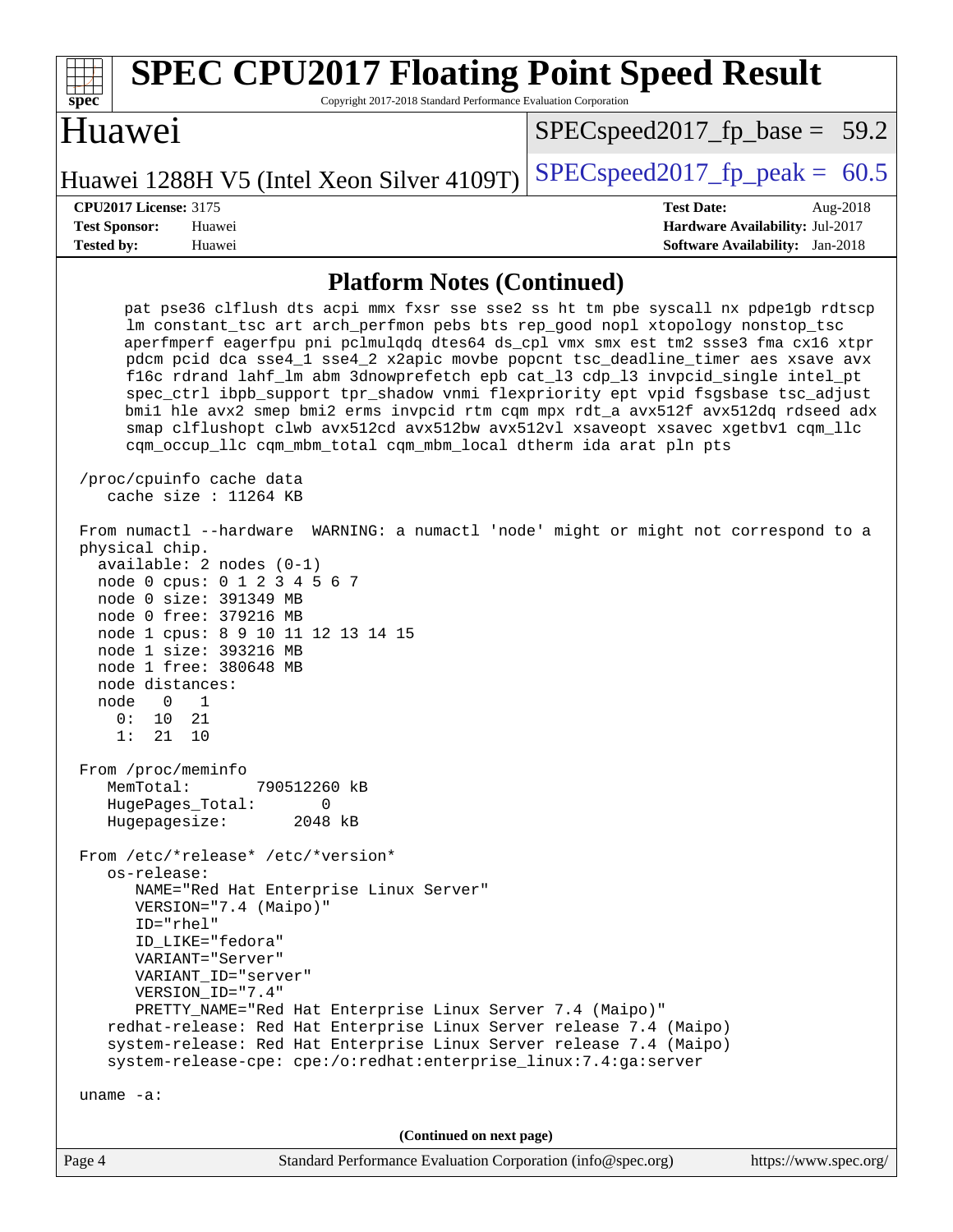## Platform Notes (Continued)

```
    pat pse36 clflush dts acpi mmx fxsr sse sse2 ss ht tm pbe syscall nx pdpe1gb rdtscp
    lm constant_tsc art arch_perfmon pebs bts rep_good nopl xtopology nonstop_tsc
    aperfmperf eagerfpu pni pclmulqdq dtes64 ds_cpl vmx smx est tm2 ssse3 fma cx16 xtpr
    pdcm pcid dca sse4_1 sse4_2 x2apic movbe popcnt tsc_deadline_timer aes xsave avx
    f16c rdrand lahf_lm abm 3dnowprefetch epb cat_l3 cdp_l3 invpcid_single intel_pt
    spec_ctrl ibpb_support tpr_shadow vnmi flexpriority ept vpid fsgsbase tsc_adjust
    bmi1 hle avx2 smep bmi2 erms invpcid rtm cqm mpx rdt_a avx512f avx512dq rdseed adx
    smap clflushopt clwb avx512cd avx512bw avx512vl xsaveopt xsavec xgetbv1 cqm_llc
    cqm_occup_llc cqm_mbm_total cqm_mbm_local dtherm ida arat pln pts

/proc/cpuinfo cache data
   cache size : 11264 KB

From numactl --hardware  WARNING: a numactl 'node' might or might not correspond to a
physical chip.
  available: 2 nodes (0-1)
  node 0 cpus: 0 1 2 3 4 5 6 7
  node 0 size: 391349 MB
  node 0 free: 379216 MB
  node 1 cpus: 8 9 10 11 12 13 14 15
  node 1 size: 393216 MB
  node 1 free: 380648 MB
  node distances:
  node   0   1
    0:  10  21
    1:  21  10

From /proc/meminfo
   MemTotal:       790512260 kB
   HugePages_Total:       0
   Hugepagesize:       2048 kB

From /etc/*release* /etc/*version*
   os-release:
      NAME="Red Hat Enterprise Linux Server"
      VERSION="7.4 (Maipo)"
      ID="rhel"
      ID_LIKE="fedora"
      VARIANT="Server"
      VARIANT_ID="server"
      VERSION_ID="7.4"
      PRETTY_NAME="Red Hat Enterprise Linux Server 7.4 (Maipo)"
   redhat-release: Red Hat Enterprise Linux Server release 7.4 (Maipo)
   system-release: Red Hat Enterprise Linux Server release 7.4 (Maipo)
   system-release-cpe: cpe:/o:redhat:enterprise_linux:7.4:ga:server

uname -a:
```

(Continued on next page)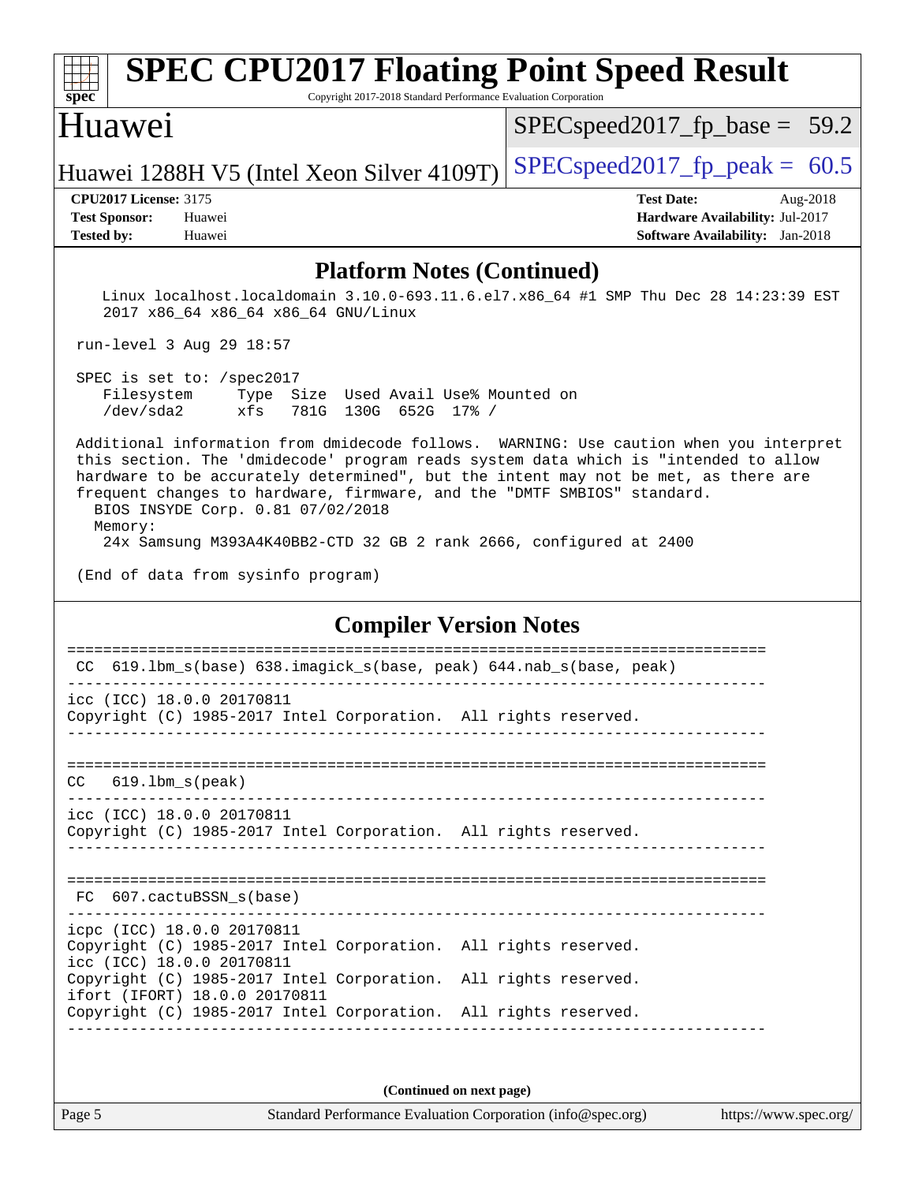# SPEC CPU2017 Floating Point Speed Result

Copyright 2017-2018 Standard Performance Evaluation Corporation

## Huawei

Huawei 1288H V5 (Intel Xeon Silver 4109T)

SPECspeed2017_fp_base = 59.2

SPECspeed2017_fp_peak = 60.5

**CPU2017 License:** 3175
**Test Sponsor:** Huawei
**Tested by:** Huawei

**Test Date:** Aug-2018
**Hardware Availability:** Jul-2017
**Software Availability:** Jan-2018

## Platform Notes (Continued)

```
   Linux localhost.localdomain 3.10.0-693.11.6.el7.x86_64 #1 SMP Thu Dec 28 14:23:39 EST
   2017 x86_64 x86_64 x86_64 GNU/Linux

 run-level 3 Aug 29 18:57

 SPEC is set to: /spec2017
    Filesystem     Type  Size  Used Avail Use% Mounted on
    /dev/sda2      xfs   781G  130G  652G  17% /

 Additional information from dmidecode follows.  WARNING: Use caution when you interpret
 this section. The 'dmidecode' program reads system data which is "intended to allow
 hardware to be accurately determined", but the intent may not be met, as there are
 frequent changes to hardware, firmware, and the "DMTF SMBIOS" standard.
   BIOS INSYDE Corp. 0.81 07/02/2018
   Memory:
    24x Samsung M393A4K40BB2-CTD 32 GB 2 rank 2666, configured at 2400

 (End of data from sysinfo program)
```

## Compiler Version Notes

```
==============================================================================
 CC  619.lbm_s(base) 638.imagick_s(base, peak) 644.nab_s(base, peak)
------------------------------------------------------------------------------
icc (ICC) 18.0.0 20170811
Copyright (C) 1985-2017 Intel Corporation.  All rights reserved.
------------------------------------------------------------------------------

==============================================================================
CC   619.lbm_s(peak)
------------------------------------------------------------------------------
icc (ICC) 18.0.0 20170811
Copyright (C) 1985-2017 Intel Corporation.  All rights reserved.
------------------------------------------------------------------------------

==============================================================================
 FC  607.cactuBSSN_s(base)
------------------------------------------------------------------------------
icpc (ICC) 18.0.0 20170811
Copyright (C) 1985-2017 Intel Corporation.  All rights reserved.
icc (ICC) 18.0.0 20170811
Copyright (C) 1985-2017 Intel Corporation.  All rights reserved.
ifort (IFORT) 18.0.0 20170811
Copyright (C) 1985-2017 Intel Corporation.  All rights reserved.
------------------------------------------------------------------------------
```

(Continued on next page)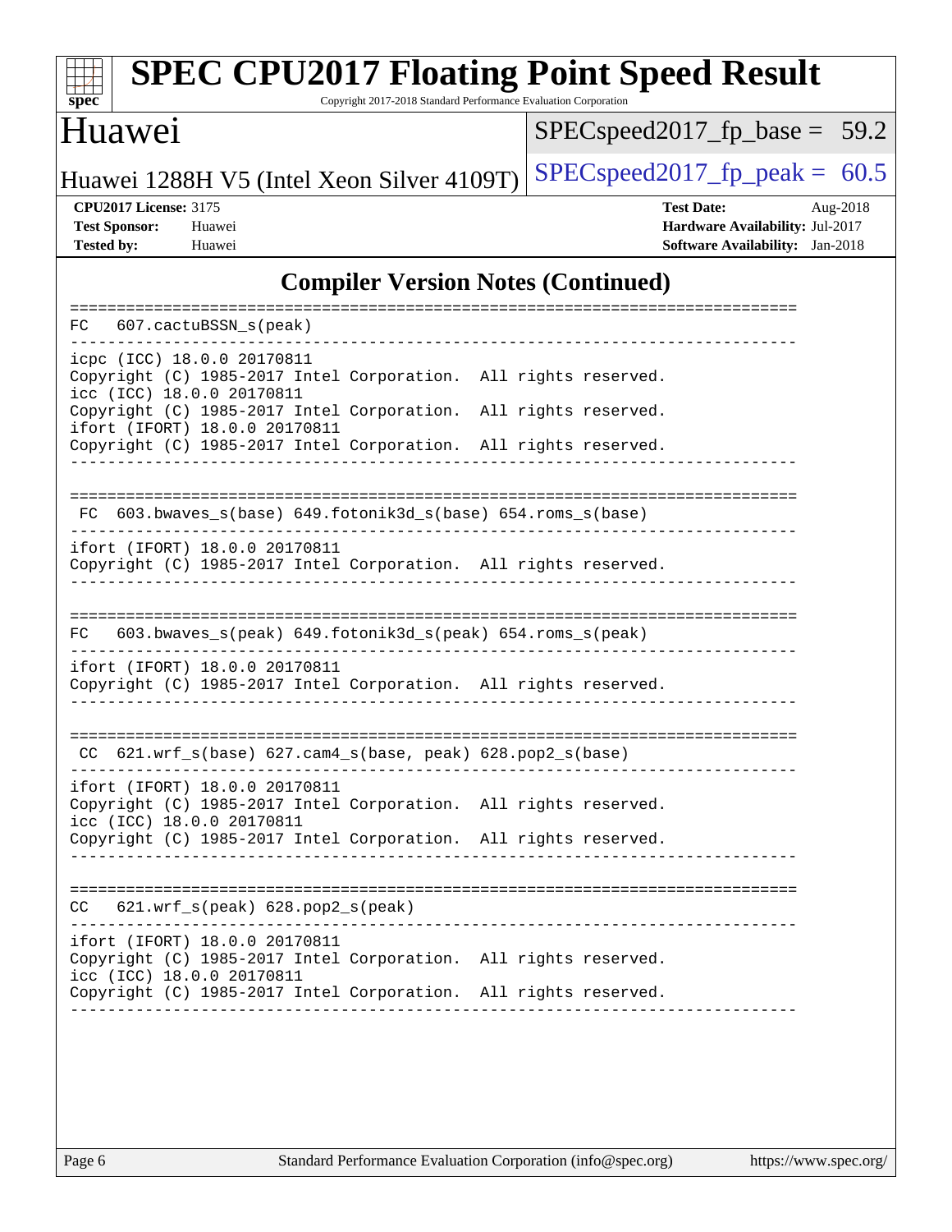# SPEC CPU2017 Floating Point Speed Result

Copyright 2017-2018 Standard Performance Evaluation Corporation

## Huawei

Huawei 1288H V5 (Intel Xeon Silver 4109T)

SPECspeed2017_fp_base = 59.2

SPECspeed2017_fp_peak = 60.5

**CPU2017 License:** 3175
**Test Sponsor:** Huawei
**Tested by:** Huawei

**Test Date:** Aug-2018
**Hardware Availability:** Jul-2017
**Software Availability:** Jan-2018

## Compiler Version Notes (Continued)

```
==============================================================================
FC  607.cactuBSSN_s(peak)
------------------------------------------------------------------------------
icpc (ICC) 18.0.0 20170811
Copyright (C) 1985-2017 Intel Corporation.  All rights reserved.
icc (ICC) 18.0.0 20170811
Copyright (C) 1985-2017 Intel Corporation.  All rights reserved.
ifort (IFORT) 18.0.0 20170811
Copyright (C) 1985-2017 Intel Corporation.  All rights reserved.
------------------------------------------------------------------------------

==============================================================================
 FC  603.bwaves_s(base) 649.fotonik3d_s(base) 654.roms_s(base)
------------------------------------------------------------------------------
ifort (IFORT) 18.0.0 20170811
Copyright (C) 1985-2017 Intel Corporation.  All rights reserved.
------------------------------------------------------------------------------

==============================================================================
FC  603.bwaves_s(peak) 649.fotonik3d_s(peak) 654.roms_s(peak)
------------------------------------------------------------------------------
ifort (IFORT) 18.0.0 20170811
Copyright (C) 1985-2017 Intel Corporation.  All rights reserved.
------------------------------------------------------------------------------

==============================================================================
 CC  621.wrf_s(base) 627.cam4_s(base, peak) 628.pop2_s(base)
------------------------------------------------------------------------------
ifort (IFORT) 18.0.0 20170811
Copyright (C) 1985-2017 Intel Corporation.  All rights reserved.
icc (ICC) 18.0.0 20170811
Copyright (C) 1985-2017 Intel Corporation.  All rights reserved.
------------------------------------------------------------------------------

==============================================================================
CC  621.wrf_s(peak) 628.pop2_s(peak)
------------------------------------------------------------------------------
ifort (IFORT) 18.0.0 20170811
Copyright (C) 1985-2017 Intel Corporation.  All rights reserved.
icc (ICC) 18.0.0 20170811
Copyright (C) 1985-2017 Intel Corporation.  All rights reserved.
------------------------------------------------------------------------------
```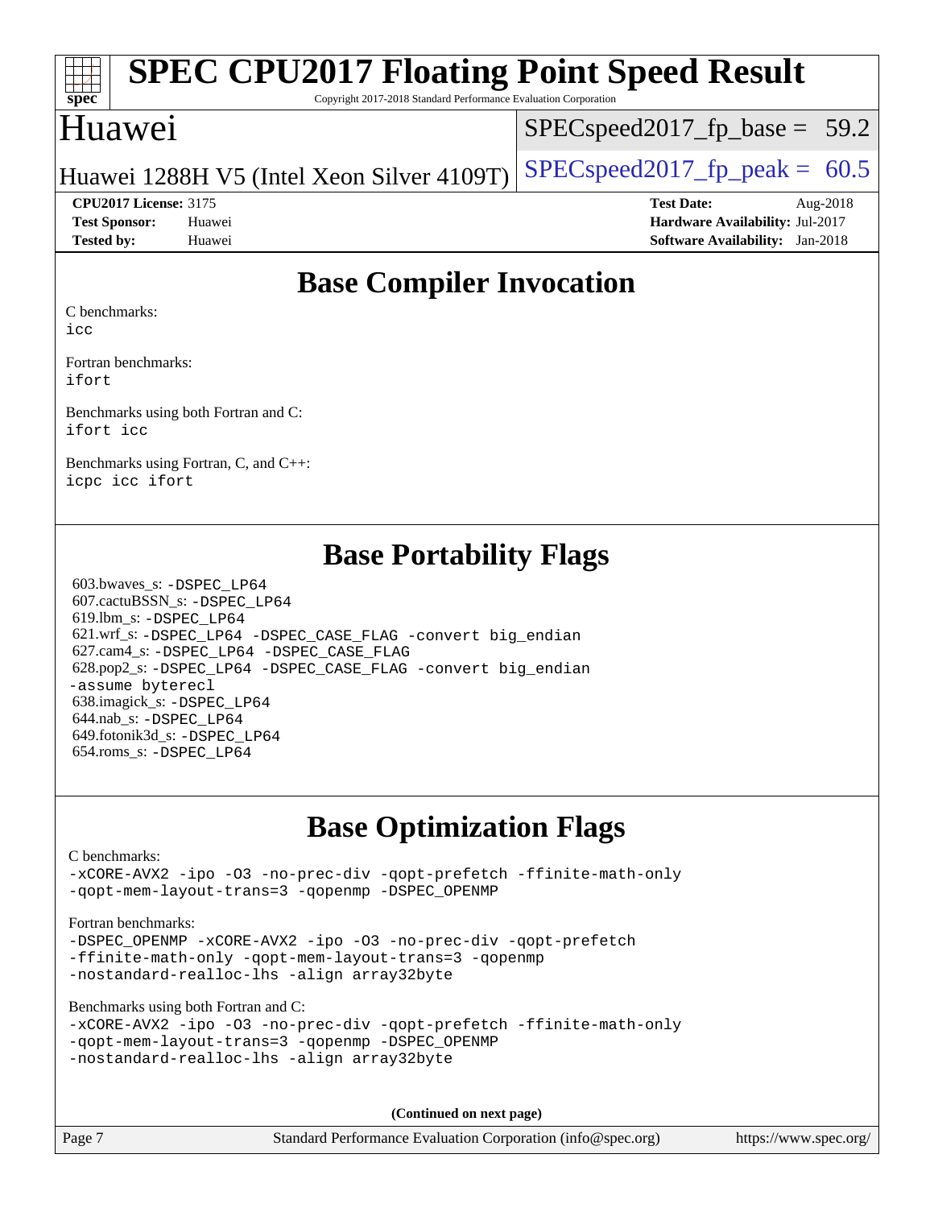# SPEC CPU2017 Floating Point Speed Result

Copyright 2017-2018 Standard Performance Evaluation Corporation

## Huawei

Huawei 1288H V5 (Intel Xeon Silver 4109T)

SPECspeed2017_fp_base = 59.2

SPECspeed2017_fp_peak = 60.5

**CPU2017 License:** 3175
**Test Sponsor:** Huawei
**Tested by:** Huawei

**Test Date:** Aug-2018
**Hardware Availability:** Jul-2017
**Software Availability:** Jan-2018

## Base Compiler Invocation

C benchmarks:
`icc`

Fortran benchmarks:
`ifort`

Benchmarks using both Fortran and C:
`ifort icc`

Benchmarks using Fortran, C, and C++:
`icpc icc ifort`

## Base Portability Flags

603.bwaves_s: `-DSPEC_LP64`
607.cactuBSSN_s: `-DSPEC_LP64`
619.lbm_s: `-DSPEC_LP64`
621.wrf_s: `-DSPEC_LP64 -DSPEC_CASE_FLAG -convert big_endian`
627.cam4_s: `-DSPEC_LP64 -DSPEC_CASE_FLAG`
628.pop2_s: `-DSPEC_LP64 -DSPEC_CASE_FLAG -convert big_endian -assume byterecl`
638.imagick_s: `-DSPEC_LP64`
644.nab_s: `-DSPEC_LP64`
649.fotonik3d_s: `-DSPEC_LP64`
654.roms_s: `-DSPEC_LP64`

## Base Optimization Flags

C benchmarks:
```
-xCORE-AVX2 -ipo -O3 -no-prec-div -qopt-prefetch -ffinite-math-only
-qopt-mem-layout-trans=3 -qopenmp -DSPEC_OPENMP
```

Fortran benchmarks:
```
-DSPEC_OPENMP -xCORE-AVX2 -ipo -O3 -no-prec-div -qopt-prefetch
-ffinite-math-only -qopt-mem-layout-trans=3 -qopenmp
-nostandard-realloc-lhs -align array32byte
```

Benchmarks using both Fortran and C:
```
-xCORE-AVX2 -ipo -O3 -no-prec-div -qopt-prefetch -ffinite-math-only
-qopt-mem-layout-trans=3 -qopenmp -DSPEC_OPENMP
-nostandard-realloc-lhs -align array32byte
```

**(Continued on next page)**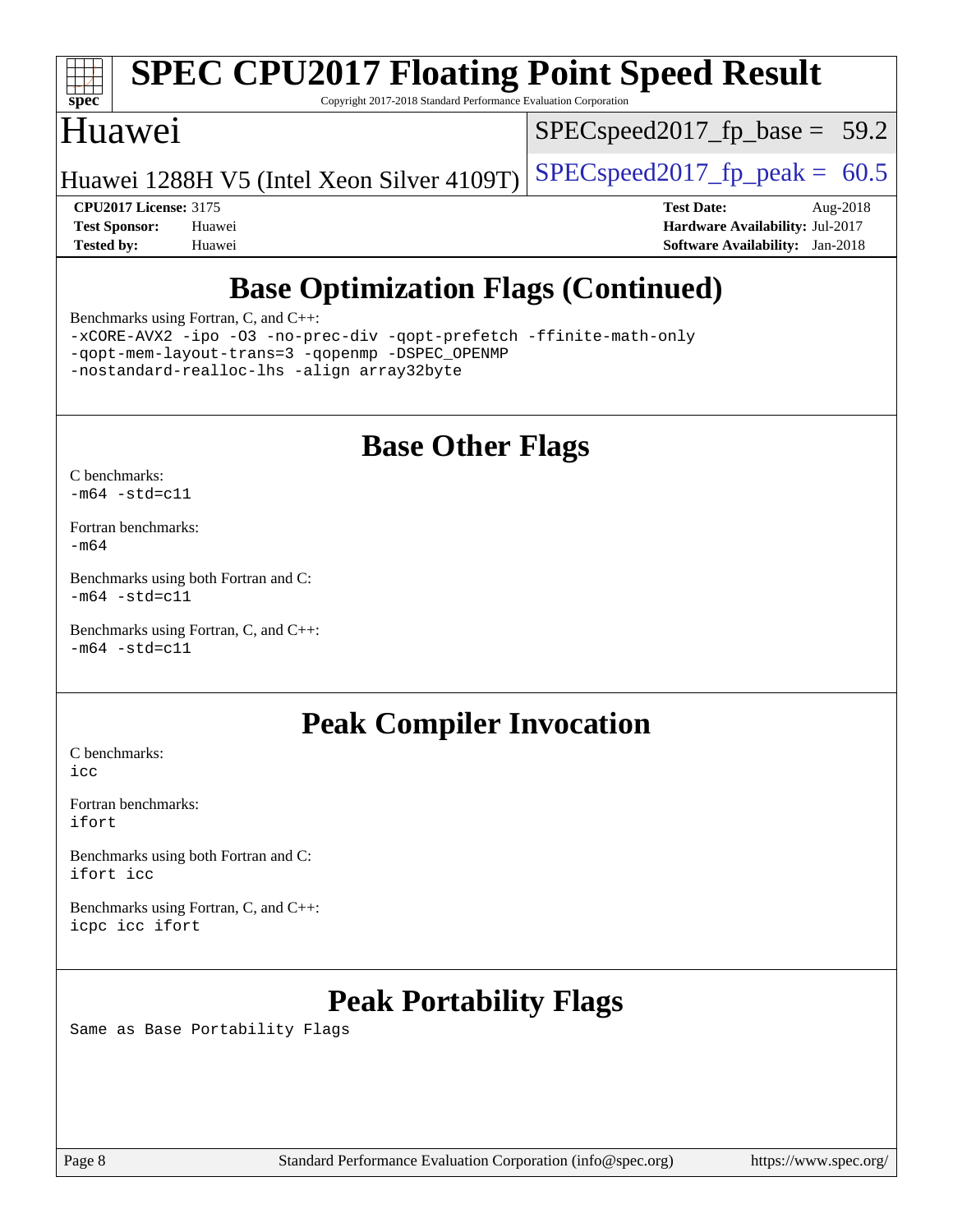## Base Optimization Flags (Continued)

Benchmarks using Fortran, C, and C++:

```
-xCORE-AVX2 -ipo -O3 -no-prec-div -qopt-prefetch -ffinite-math-only
-qopt-mem-layout-trans=3 -qopenmp -DSPEC_OPENMP
-nostandard-realloc-lhs -align array32byte
```

## Base Other Flags

C benchmarks:
`-m64 -std=c11`

Fortran benchmarks:
`-m64`

Benchmarks using both Fortran and C:
`-m64 -std=c11`

Benchmarks using Fortran, C, and C++:
`-m64 -std=c11`

## Peak Compiler Invocation

C benchmarks:
`icc`

Fortran benchmarks:
`ifort`

Benchmarks using both Fortran and C:
`ifort icc`

Benchmarks using Fortran, C, and C++:
`icpc icc ifort`

## Peak Portability Flags

Same as Base Portability Flags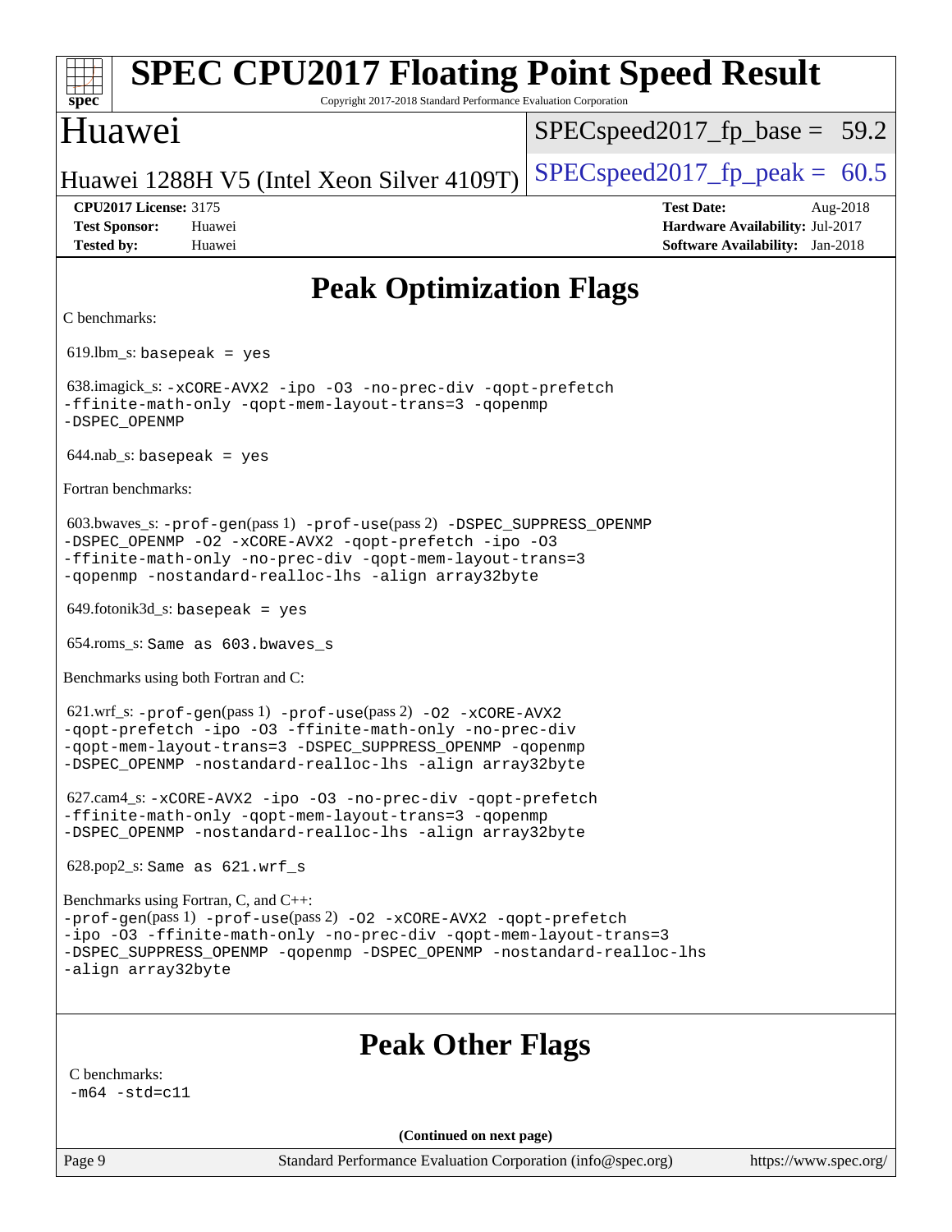# SPEC CPU2017 Floating Point Speed Result

Copyright 2017-2018 Standard Performance Evaluation Corporation

## Huawei

Huawei 1288H V5 (Intel Xeon Silver 4109T)

SPECspeed2017_fp_base = 59.2

SPECspeed2017_fp_peak = 60.5

**CPU2017 License:** 3175
**Test Sponsor:** Huawei
**Tested by:** Huawei

**Test Date:** Aug-2018
**Hardware Availability:** Jul-2017
**Software Availability:** Jan-2018

## Peak Optimization Flags

C benchmarks:

619.lbm_s: `basepeak = yes`

638.imagick_s: `-xCORE-AVX2 -ipo -O3 -no-prec-div -qopt-prefetch -ffinite-math-only -qopt-mem-layout-trans=3 -qopenmp -DSPEC_OPENMP`

644.nab_s: `basepeak = yes`

Fortran benchmarks:

603.bwaves_s: `-prof-gen`(pass 1) `-prof-use`(pass 2) `-DSPEC_SUPPRESS_OPENMP -DSPEC_OPENMP -O2 -xCORE-AVX2 -qopt-prefetch -ipo -O3 -ffinite-math-only -no-prec-div -qopt-mem-layout-trans=3 -qopenmp -nostandard-realloc-lhs -align array32byte`

649.fotonik3d_s: `basepeak = yes`

654.roms_s: `Same as 603.bwaves_s`

Benchmarks using both Fortran and C:

621.wrf_s: `-prof-gen`(pass 1) `-prof-use`(pass 2) `-O2 -xCORE-AVX2 -qopt-prefetch -ipo -O3 -ffinite-math-only -no-prec-div -qopt-mem-layout-trans=3 -DSPEC_SUPPRESS_OPENMP -qopenmp -DSPEC_OPENMP -nostandard-realloc-lhs -align array32byte`

627.cam4_s: `-xCORE-AVX2 -ipo -O3 -no-prec-div -qopt-prefetch -ffinite-math-only -qopt-mem-layout-trans=3 -qopenmp -DSPEC_OPENMP -nostandard-realloc-lhs -align array32byte`

628.pop2_s: `Same as 621.wrf_s`

Benchmarks using Fortran, C, and C++:
`-prof-gen`(pass 1) `-prof-use`(pass 2) `-O2 -xCORE-AVX2 -qopt-prefetch -ipo -O3 -ffinite-math-only -no-prec-div -qopt-mem-layout-trans=3 -DSPEC_SUPPRESS_OPENMP -qopenmp -DSPEC_OPENMP -nostandard-realloc-lhs -align array32byte`

## Peak Other Flags

C benchmarks:
`-m64 -std=c11`

**(Continued on next page)**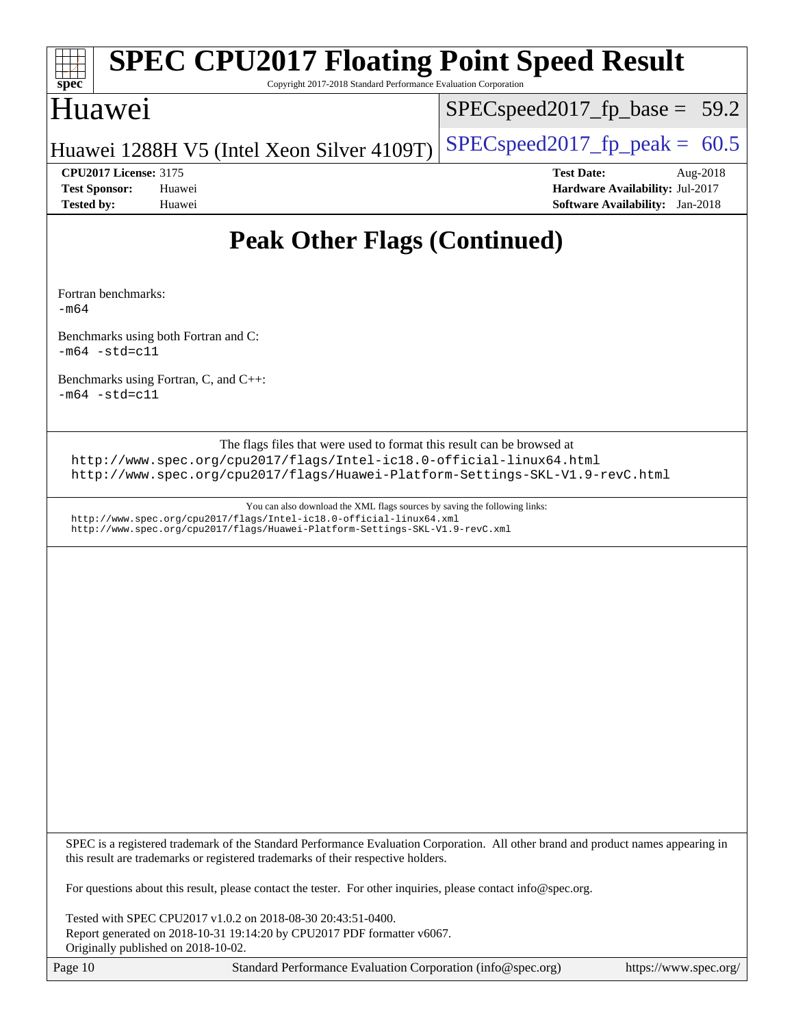# Peak Other Flags (Continued)

Fortran benchmarks:
-m64

Benchmarks using both Fortran and C:
-m64 -std=c11

Benchmarks using Fortran, C, and C++:
-m64 -std=c11

The flags files that were used to format this result can be browsed at
http://www.spec.org/cpu2017/flags/Intel-ic18.0-official-linux64.html
http://www.spec.org/cpu2017/flags/Huawei-Platform-Settings-SKL-V1.9-revC.html

You can also download the XML flags sources by saving the following links:
http://www.spec.org/cpu2017/flags/Intel-ic18.0-official-linux64.xml
http://www.spec.org/cpu2017/flags/Huawei-Platform-Settings-SKL-V1.9-revC.xml

SPEC is a registered trademark of the Standard Performance Evaluation Corporation. All other brand and product names appearing in this result are trademarks or registered trademarks of their respective holders.

For questions about this result, please contact the tester. For other inquiries, please contact info@spec.org.

Tested with SPEC CPU2017 v1.0.2 on 2018-08-30 20:43:51-0400.
Report generated on 2018-10-31 19:14:20 by CPU2017 PDF formatter v6067.
Originally published on 2018-10-02.